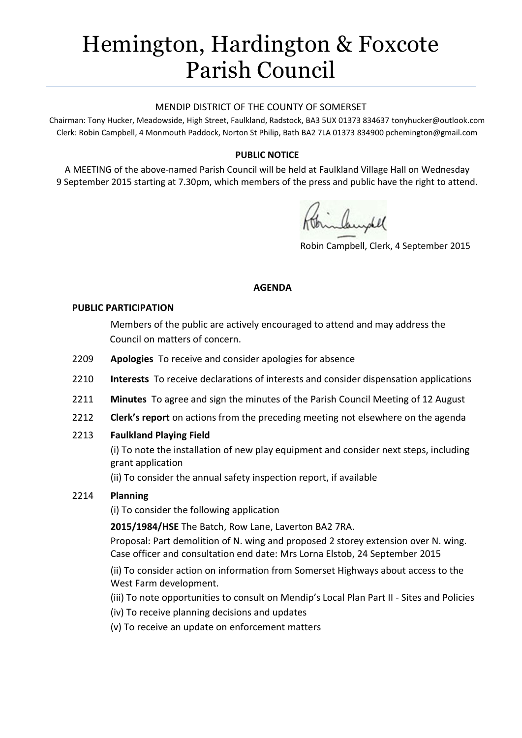# Hemington, Hardington & Foxcote Parish Council

MENDIP DISTRICT OF THE COUNTY OF SOMERSET

Chairman: Tony Hucker, Meadowside, High Street, Faulkland, Radstock, BA3 5UX 01373 834637 tonyhucker@outlook.com
Clerk: Robin Campbell, 4 Monmouth Paddock, Norton St Philip, Bath BA2 7LA 01373 834900 pchemington@gmail.com

**PUBLIC NOTICE**

A MEETING of the above-named Parish Council will be held at Faulkland Village Hall on Wednesday 9 September 2015 starting at 7.30pm, which members of the press and public have the right to attend.

Robin Campbell, Clerk, 4 September 2015

**AGENDA**

**PUBLIC PARTICIPATION**

Members of the public are actively encouraged to attend and may address the Council on matters of concern.

2209 **Apologies** To receive and consider apologies for absence

2210 **Interests** To receive declarations of interests and consider dispensation applications

2211 **Minutes** To agree and sign the minutes of the Parish Council Meeting of 12 August

2212 **Clerk's report** on actions from the preceding meeting not elsewhere on the agenda

2213 **Faulkland Playing Field**

(i) To note the installation of new play equipment and consider next steps, including grant application

(ii) To consider the annual safety inspection report, if available

2214 **Planning**

(i) To consider the following application

**2015/1984/HSE** The Batch, Row Lane, Laverton BA2 7RA.

Proposal: Part demolition of N. wing and proposed 2 storey extension over N. wing. Case officer and consultation end date: Mrs Lorna Elstob, 24 September 2015

(ii) To consider action on information from Somerset Highways about access to the West Farm development.

(iii) To note opportunities to consult on Mendip's Local Plan Part II - Sites and Policies

(iv) To receive planning decisions and updates

(v) To receive an update on enforcement matters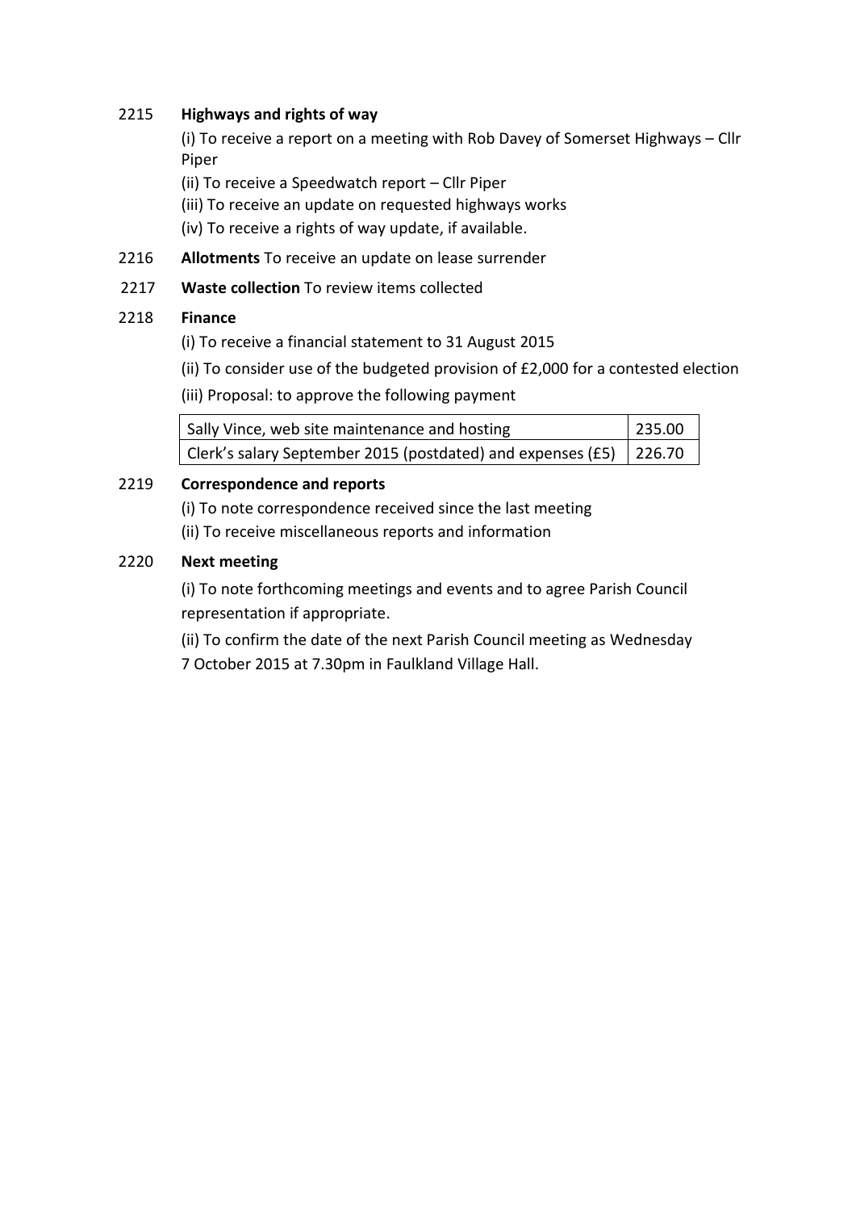2215 **Highways and rights of way**

(i) To receive a report on a meeting with Rob Davey of Somerset Highways – Cllr Piper

(ii) To receive a Speedwatch report – Cllr Piper

(iii) To receive an update on requested highways works

(iv) To receive a rights of way update, if available.

2216 **Allotments** To receive an update on lease surrender

2217 **Waste collection** To review items collected

2218 **Finance**

(i) To receive a financial statement to 31 August 2015

(ii) To consider use of the budgeted provision of £2,000 for a contested election

(iii) Proposal: to approve the following payment

| | |
|---|---|
| Sally Vince, web site maintenance and hosting | 235.00 |
| Clerk's salary September 2015 (postdated) and expenses (£5) | 226.70 |

2219 **Correspondence and reports**

(i) To note correspondence received since the last meeting

(ii) To receive miscellaneous reports and information

2220 **Next meeting**

(i) To note forthcoming meetings and events and to agree Parish Council representation if appropriate.

(ii) To confirm the date of the next Parish Council meeting as Wednesday 7 October 2015 at 7.30pm in Faulkland Village Hall.